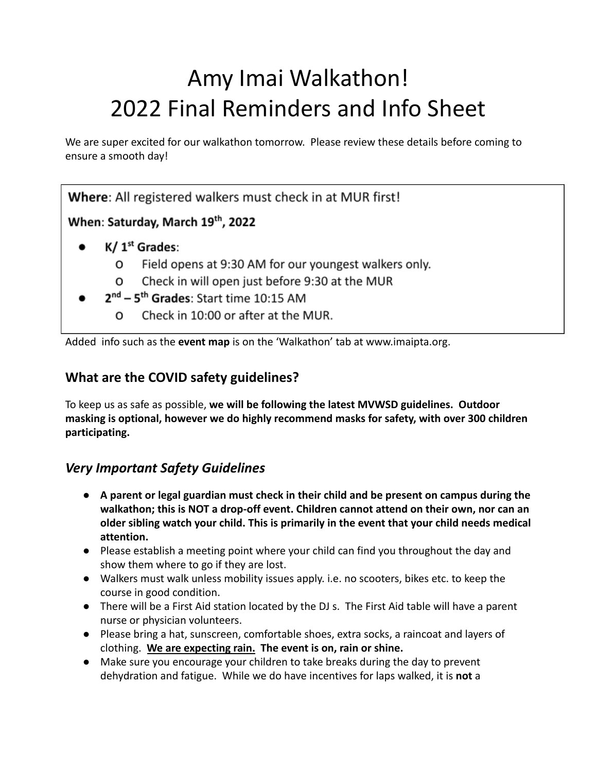# Amy Imai Walkathon!
# 2022 Final Reminders and Info Sheet

We are super excited for our walkathon tomorrow. Please review these details before coming to ensure a smooth day!

**Where**: All registered walkers must check in at MUR first!

**When**: **Saturday, March 19th, 2022**

- **K/ 1st Grades**:
  - Field opens at 9:30 AM for our youngest walkers only.
  - Check in will open just before 9:30 at the MUR
- **2nd – 5th Grades**: Start time 10:15 AM
  - Check in 10:00 or after at the MUR.

Added info such as the **event map** is on the 'Walkathon' tab at www.imaipta.org.

## What are the COVID safety guidelines?

To keep us as safe as possible, **we will be following the latest MVWSD guidelines. Outdoor masking is optional, however we do highly recommend masks for safety, with over 300 children participating.**

## *Very Important Safety Guidelines*

- **A parent or legal guardian must check in their child and be present on campus during the walkathon; this is NOT a drop-off event. Children cannot attend on their own, nor can an older sibling watch your child. This is primarily in the event that your child needs medical attention.**
- Please establish a meeting point where your child can find you throughout the day and show them where to go if they are lost.
- Walkers must walk unless mobility issues apply. i.e. no scooters, bikes etc. to keep the course in good condition.
- There will be a First Aid station located by the DJ s. The First Aid table will have a parent nurse or physician volunteers.
- Please bring a hat, sunscreen, comfortable shoes, extra socks, a raincoat and layers of clothing. **<u>We are expecting rain.</u> The event is on, rain or shine.**
- Make sure you encourage your children to take breaks during the day to prevent dehydration and fatigue. While we do have incentives for laps walked, it is **not** a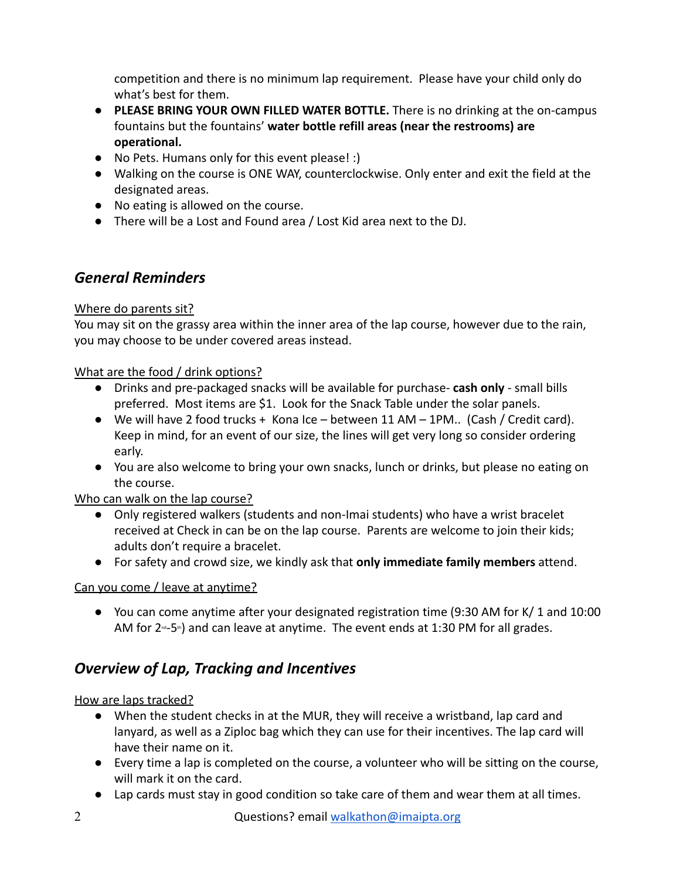competition and there is no minimum lap requirement. Please have your child only do what's best for them.

- **PLEASE BRING YOUR OWN FILLED WATER BOTTLE.** There is no drinking at the on-campus fountains but the fountains' **water bottle refill areas (near the restrooms) are operational.**
- No Pets. Humans only for this event please! :)
- Walking on the course is ONE WAY, counterclockwise. Only enter and exit the field at the designated areas.
- No eating is allowed on the course.
- There will be a Lost and Found area / Lost Kid area next to the DJ.

## *General Reminders*

Where do parents sit?

You may sit on the grassy area within the inner area of the lap course, however due to the rain, you may choose to be under covered areas instead.

What are the food / drink options?

- Drinks and pre-packaged snacks will be available for purchase- **cash only** - small bills preferred. Most items are $1. Look for the Snack Table under the solar panels.
- We will have 2 food trucks + Kona Ice – between 11 AM – 1PM.. (Cash / Credit card). Keep in mind, for an event of our size, the lines will get very long so consider ordering early.
- You are also welcome to bring your own snacks, lunch or drinks, but please no eating on the course.

Who can walk on the lap course?

- Only registered walkers (students and non-Imai students) who have a wrist bracelet received at Check in can be on the lap course. Parents are welcome to join their kids; adults don't require a bracelet.
- For safety and crowd size, we kindly ask that **only immediate family members** attend.

Can you come / leave at anytime?

- You can come anytime after your designated registration time (9:30 AM for K/ 1 and 10:00 AM for 2nd-5th) and can leave at anytime. The event ends at 1:30 PM for all grades.

## *Overview of Lap, Tracking and Incentives*

How are laps tracked?

- When the student checks in at the MUR, they will receive a wristband, lap card and lanyard, as well as a Ziploc bag which they can use for their incentives. The lap card will have their name on it.
- Every time a lap is completed on the course, a volunteer who will be sitting on the course, will mark it on the card.
- Lap cards must stay in good condition so take care of them and wear them at all times.

Questions? email walkathon@imaipta.org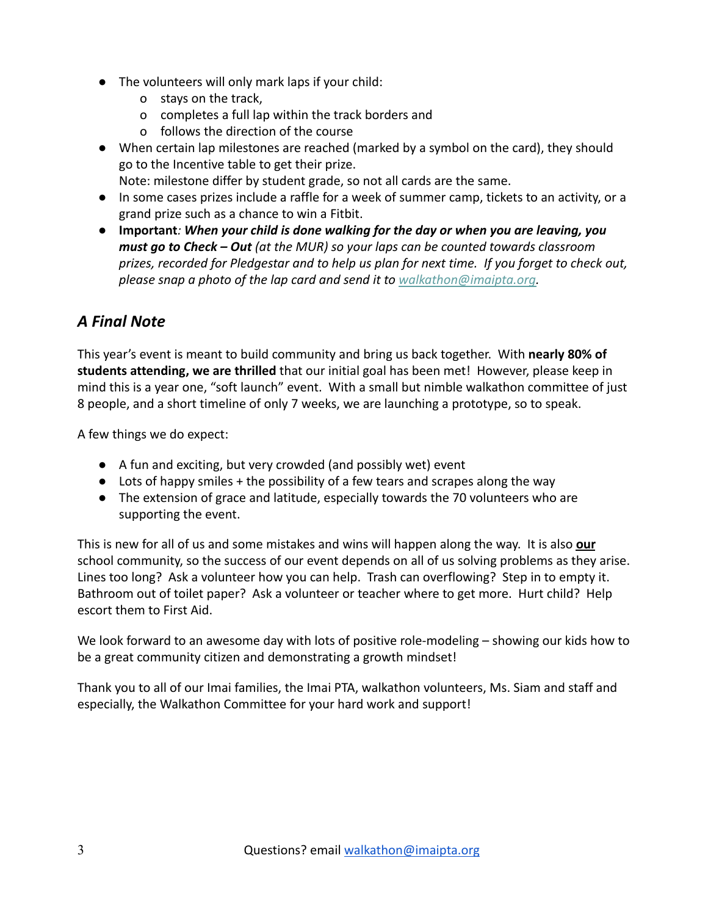- The volunteers will only mark laps if your child:
  - stays on the track,
  - completes a full lap within the track borders and
  - follows the direction of the course
- When certain lap milestones are reached (marked by a symbol on the card), they should go to the Incentive table to get their prize.
  Note: milestone differ by student grade, so not all cards are the same.
- In some cases prizes include a raffle for a week of summer camp, tickets to an activity, or a grand prize such as a chance to win a Fitbit.
- **Important***: **When your child is done walking for the day or when you are leaving, you must go to Check – Out** (at the MUR) so your laps can be counted towards classroom prizes, recorded for Pledgestar and to help us plan for next time. If you forget to check out, please snap a photo of the lap card and send it to [walkathon@imaipta.org](mailto:walkathon@imaipta.org).*

## *A Final Note*

This year's event is meant to build community and bring us back together. With **nearly 80% of students attending, we are thrilled** that our initial goal has been met! However, please keep in mind this is a year one, "soft launch" event. With a small but nimble walkathon committee of just 8 people, and a short timeline of only 7 weeks, we are launching a prototype, so to speak.

A few things we do expect:

- A fun and exciting, but very crowded (and possibly wet) event
- Lots of happy smiles + the possibility of a few tears and scrapes along the way
- The extension of grace and latitude, especially towards the 70 volunteers who are supporting the event.

This is new for all of us and some mistakes and wins will happen along the way. It is also **<u>our</u>** school community, so the success of our event depends on all of us solving problems as they arise. Lines too long? Ask a volunteer how you can help. Trash can overflowing? Step in to empty it. Bathroom out of toilet paper? Ask a volunteer or teacher where to get more. Hurt child? Help escort them to First Aid.

We look forward to an awesome day with lots of positive role-modeling – showing our kids how to be a great community citizen and demonstrating a growth mindset!

Thank you to all of our Imai families, the Imai PTA, walkathon volunteers, Ms. Siam and staff and especially, the Walkathon Committee for your hard work and support!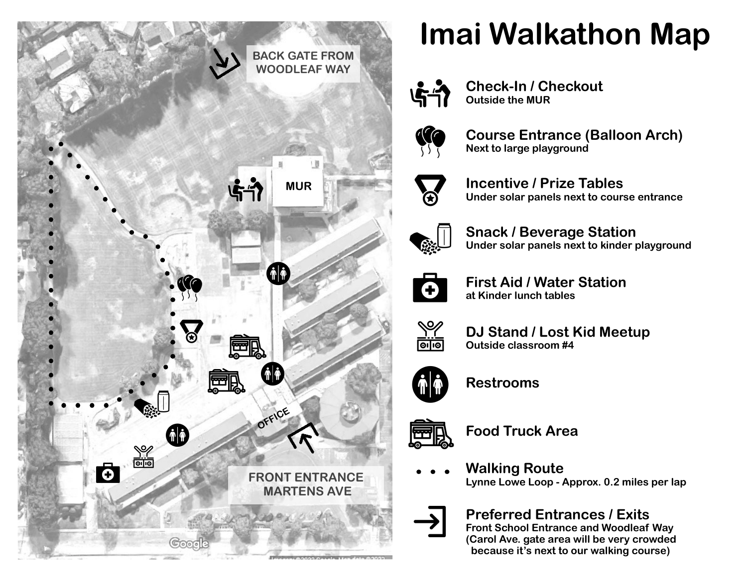# Imai Walkathon Map

BACK GATE FROM WOODLEAF WAY

MUR

OFFICE

FRONT ENTRANCE MARTENS AVE

**Check-In / Checkout**
Outside the MUR

**Course Entrance (Balloon Arch)**
Next to large playground

**Incentive / Prize Tables**
Under solar panels next to course entrance

**Snack / Beverage Station**
Under solar panels next to kinder playground

**First Aid / Water Station**
at Kinder lunch tables

**DJ Stand / Lost Kid Meetup**
Outside classroom #4

**Restrooms**

**Food Truck Area**

**Walking Route**
Lynne Lowe Loop - Approx. 0.2 miles per lap

**Preferred Entrances / Exits**
Front School Entrance and Woodleaf Way
(Carol Ave. gate area will be very crowded because it's next to our walking course)